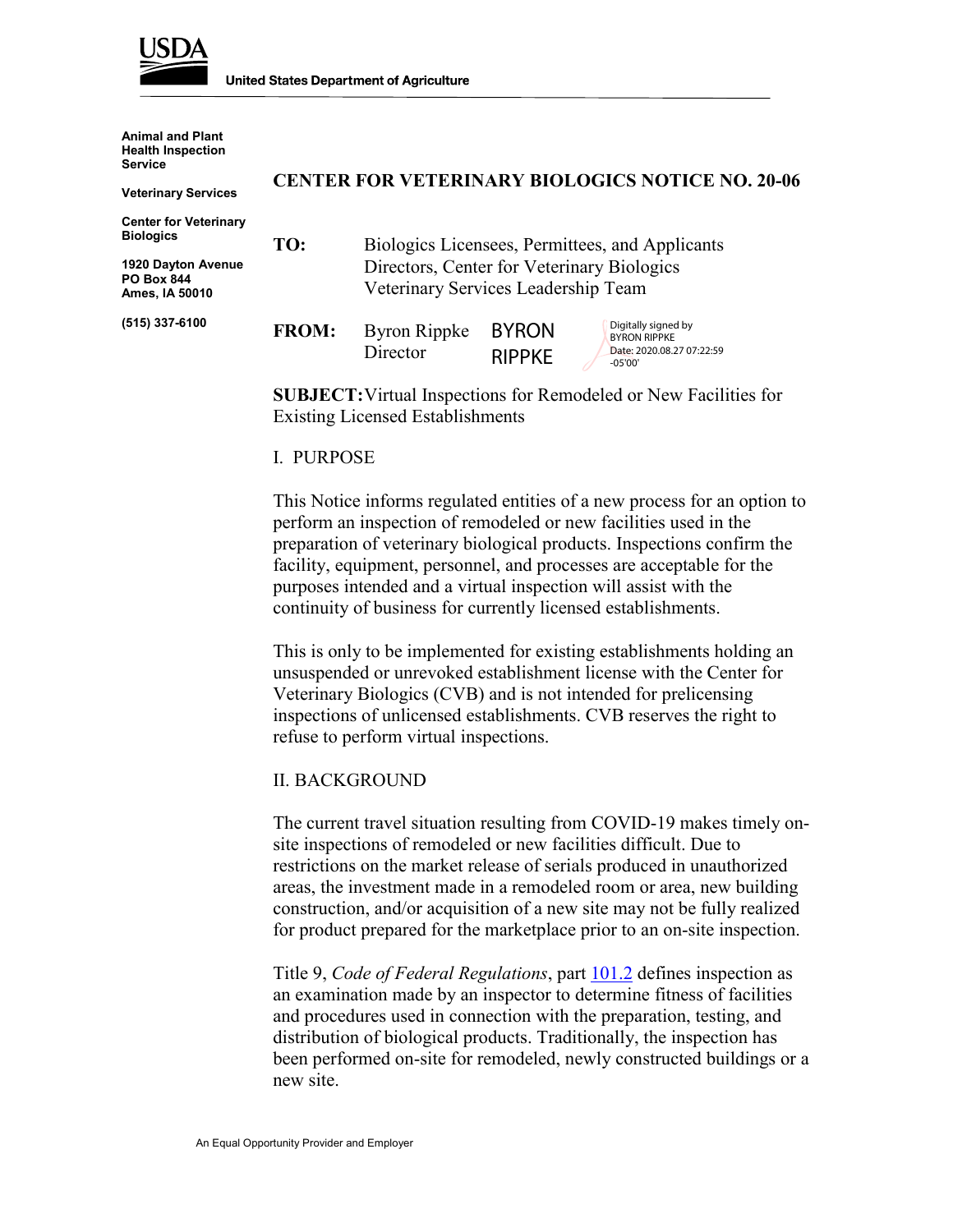USDA

United States Department of Agriculture

**Animal and Plant Health Inspection Service**

**Veterinary Services**

**Center for Veterinary Biologics**

**1920 Dayton Avenue**
**PO Box 844**
**Ames, IA 50010**

**(515) 337-6100**

# CENTER FOR VETERINARY BIOLOGICS NOTICE NO. 20-06

**TO:** Biologics Licensees, Permittees, and Applicants
Directors, Center for Veterinary Biologics
Veterinary Services Leadership Team

**FROM:** Byron Rippke
Director

BYRON RIPPKE Digitally signed by BYRON RIPPKE Date: 2020.08.27 07:22:59 -05'00'

**SUBJECT:** Virtual Inspections for Remodeled or New Facilities for Existing Licensed Establishments

## I. PURPOSE

This Notice informs regulated entities of a new process for an option to perform an inspection of remodeled or new facilities used in the preparation of veterinary biological products. Inspections confirm the facility, equipment, personnel, and processes are acceptable for the purposes intended and a virtual inspection will assist with the continuity of business for currently licensed establishments.

This is only to be implemented for existing establishments holding an unsuspended or unrevoked establishment license with the Center for Veterinary Biologics (CVB) and is not intended for prelicensing inspections of unlicensed establishments. CVB reserves the right to refuse to perform virtual inspections.

## II. BACKGROUND

The current travel situation resulting from COVID-19 makes timely on-site inspections of remodeled or new facilities difficult. Due to restrictions on the market release of serials produced in unauthorized areas, the investment made in a remodeled room or area, new building construction, and/or acquisition of a new site may not be fully realized for product prepared for the marketplace prior to an on-site inspection.

Title 9, *Code of Federal Regulations*, part 101.2 defines inspection as an examination made by an inspector to determine fitness of facilities and procedures used in connection with the preparation, testing, and distribution of biological products. Traditionally, the inspection has been performed on-site for remodeled, newly constructed buildings or a new site.

An Equal Opportunity Provider and Employer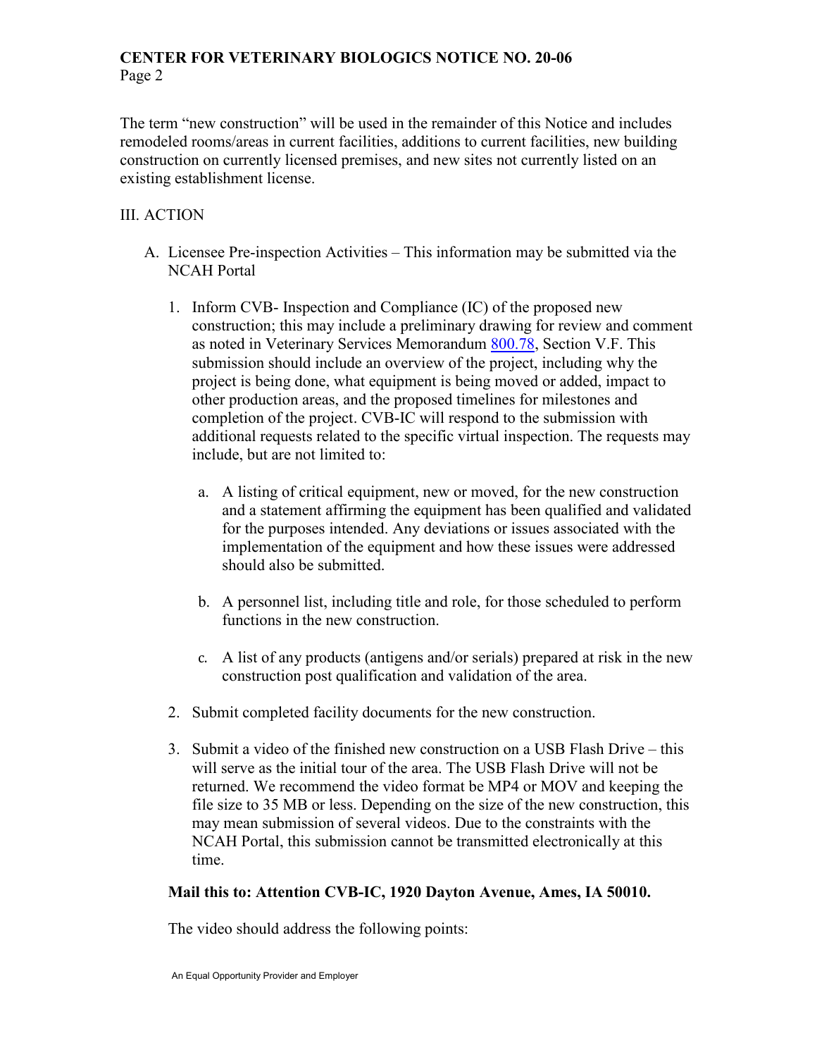The term "new construction" will be used in the remainder of this Notice and includes remodeled rooms/areas in current facilities, additions to current facilities, new building construction on currently licensed premises, and new sites not currently listed on an existing establishment license.

III. ACTION

A. Licensee Pre-inspection Activities – This information may be submitted via the NCAH Portal

1. Inform CVB- Inspection and Compliance (IC) of the proposed new construction; this may include a preliminary drawing for review and comment as noted in Veterinary Services Memorandum 800.78, Section V.F. This submission should include an overview of the project, including why the project is being done, what equipment is being moved or added, impact to other production areas, and the proposed timelines for milestones and completion of the project. CVB-IC will respond to the submission with additional requests related to the specific virtual inspection. The requests may include, but are not limited to:

   a. A listing of critical equipment, new or moved, for the new construction and a statement affirming the equipment has been qualified and validated for the purposes intended. Any deviations or issues associated with the implementation of the equipment and how these issues were addressed should also be submitted.

   b. A personnel list, including title and role, for those scheduled to perform functions in the new construction.

   c. A list of any products (antigens and/or serials) prepared at risk in the new construction post qualification and validation of the area.

2. Submit completed facility documents for the new construction.

3. Submit a video of the finished new construction on a USB Flash Drive – this will serve as the initial tour of the area. The USB Flash Drive will not be returned. We recommend the video format be MP4 or MOV and keeping the file size to 35 MB or less. Depending on the size of the new construction, this may mean submission of several videos. Due to the constraints with the NCAH Portal, this submission cannot be transmitted electronically at this time.

**Mail this to: Attention CVB-IC, 1920 Dayton Avenue, Ames, IA 50010.**

The video should address the following points: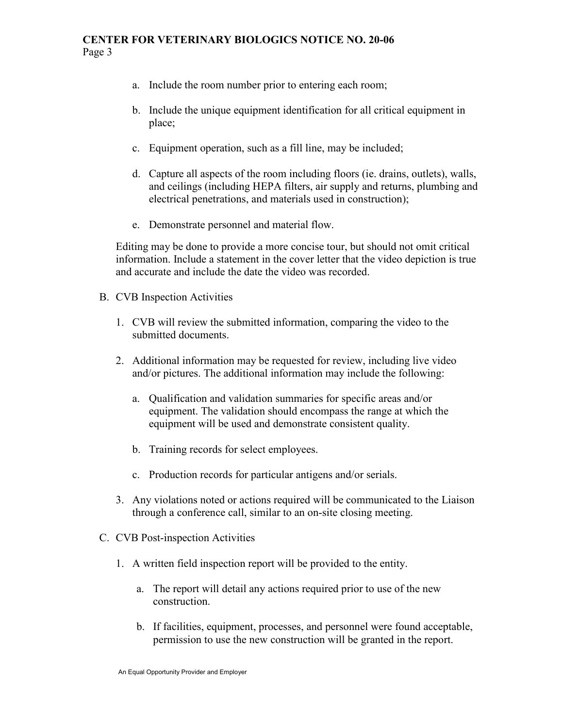a. Include the room number prior to entering each room;

b. Include the unique equipment identification for all critical equipment in place;

c. Equipment operation, such as a fill line, may be included;

d. Capture all aspects of the room including floors (ie. drains, outlets), walls, and ceilings (including HEPA filters, air supply and returns, plumbing and electrical penetrations, and materials used in construction);

e. Demonstrate personnel and material flow.

Editing may be done to provide a more concise tour, but should not omit critical information. Include a statement in the cover letter that the video depiction is true and accurate and include the date the video was recorded.

B. CVB Inspection Activities

1. CVB will review the submitted information, comparing the video to the submitted documents.

2. Additional information may be requested for review, including live video and/or pictures. The additional information may include the following:

   a. Qualification and validation summaries for specific areas and/or equipment. The validation should encompass the range at which the equipment will be used and demonstrate consistent quality.

   b. Training records for select employees.

   c. Production records for particular antigens and/or serials.

3. Any violations noted or actions required will be communicated to the Liaison through a conference call, similar to an on-site closing meeting.

C. CVB Post-inspection Activities

1. A written field inspection report will be provided to the entity.

   a. The report will detail any actions required prior to use of the new construction.

   b. If facilities, equipment, processes, and personnel were found acceptable, permission to use the new construction will be granted in the report.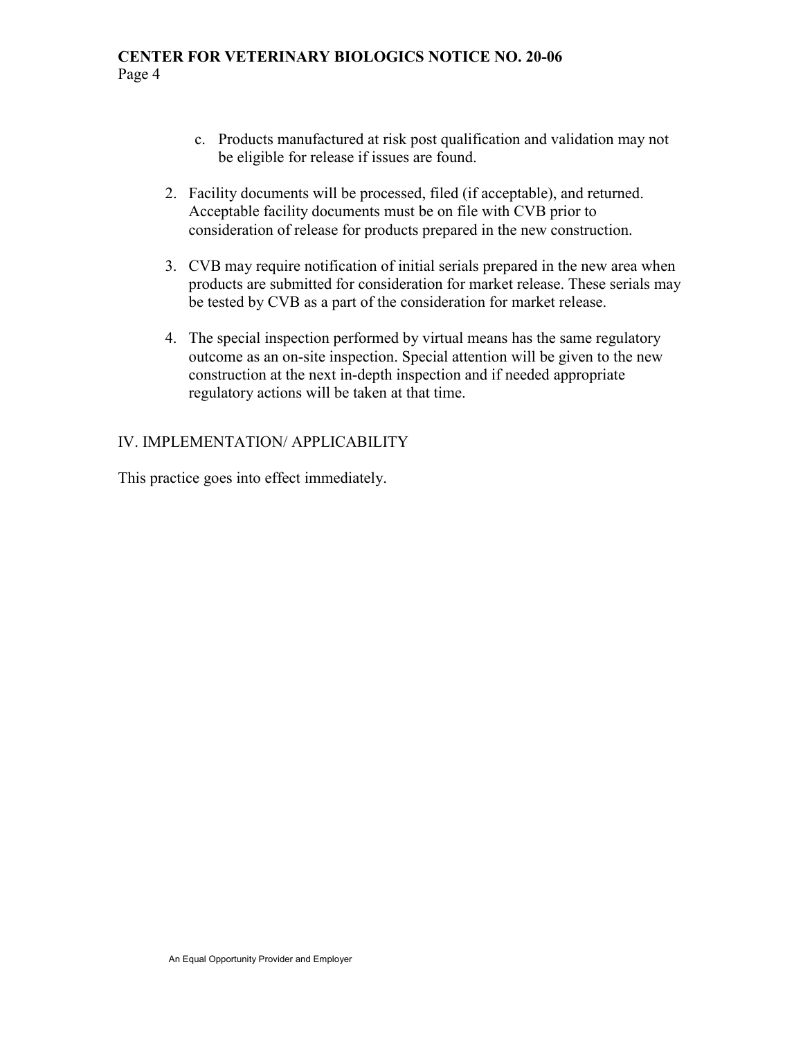c. Products manufactured at risk post qualification and validation may not be eligible for release if issues are found.

2. Facility documents will be processed, filed (if acceptable), and returned. Acceptable facility documents must be on file with CVB prior to consideration of release for products prepared in the new construction.

3. CVB may require notification of initial serials prepared in the new area when products are submitted for consideration for market release. These serials may be tested by CVB as a part of the consideration for market release.

4. The special inspection performed by virtual means has the same regulatory outcome as an on-site inspection. Special attention will be given to the new construction at the next in-depth inspection and if needed appropriate regulatory actions will be taken at that time.

## IV. IMPLEMENTATION/ APPLICABILITY

This practice goes into effect immediately.

An Equal Opportunity Provider and Employer